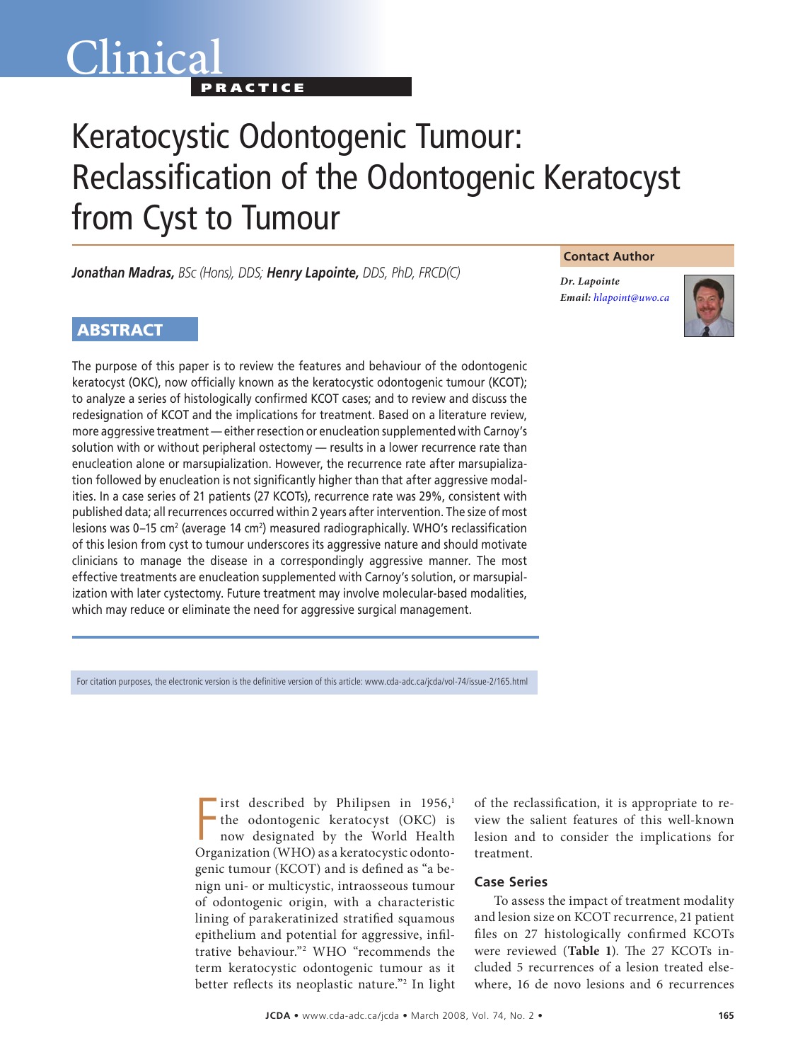Clinical

PRACTICE

# Keratocystic Odontogenic Tumour: Reclassification of the Odontogenic Keratocyst from Cyst to Tumour

***Jonathan Madras,*** *BSc (Hons), DDS;* ***Henry Lapointe,*** *DDS, PhD, FRCD(C)*

**Contact Author**

*Dr. Lapointe*
***Email:*** *hlapoint@uwo.ca*

## ABSTRACT

The purpose of this paper is to review the features and behaviour of the odontogenic keratocyst (OKC), now officially known as the keratocystic odontogenic tumour (KCOT); to analyze a series of histologically confirmed KCOT cases; and to review and discuss the redesignation of KCOT and the implications for treatment. Based on a literature review, more aggressive treatment — either resection or enucleation supplemented with Carnoy's solution with or without peripheral ostectomy — results in a lower recurrence rate than enucleation alone or marsupialization. However, the recurrence rate after marsupialization followed by enucleation is not significantly higher than that after aggressive modalities. In a case series of 21 patients (27 KCOTs), recurrence rate was 29%, consistent with published data; all recurrences occurred within 2 years after intervention. The size of most lesions was 0–15 cm$^2$ (average 14 cm$^2$) measured radiographically. WHO's reclassification of this lesion from cyst to tumour underscores its aggressive nature and should motivate clinicians to manage the disease in a correspondingly aggressive manner. The most effective treatments are enucleation supplemented with Carnoy's solution, or marsupialization with later cystectomy. Future treatment may involve molecular-based modalities, which may reduce or eliminate the need for aggressive surgical management.

For citation purposes, the electronic version is the definitive version of this article: www.cda-adc.ca/jcda/vol-74/issue-2/165.html

First described by Philipsen in 1956,[1] the odontogenic keratocyst (OKC) is now designated by the World Health Organization (WHO) as a keratocystic odontogenic tumour (KCOT) and is defined as "a benign uni- or multicystic, intraosseous tumour of odontogenic origin, with a characteristic lining of parakeratinized stratified squamous epithelium and potential for aggressive, infiltrative behaviour."[2] WHO "recommends the term keratocystic odontogenic tumour as it better reflects its neoplastic nature."[2] In light of the reclassification, it is appropriate to review the salient features of this well-known lesion and to consider the implications for treatment.

### Case Series

To assess the impact of treatment modality and lesion size on KCOT recurrence, 21 patient files on 27 histologically confirmed KCOTs were reviewed (**Table 1**). The 27 KCOTs included 5 recurrences of a lesion treated elsewhere, 16 de novo lesions and 6 recurrences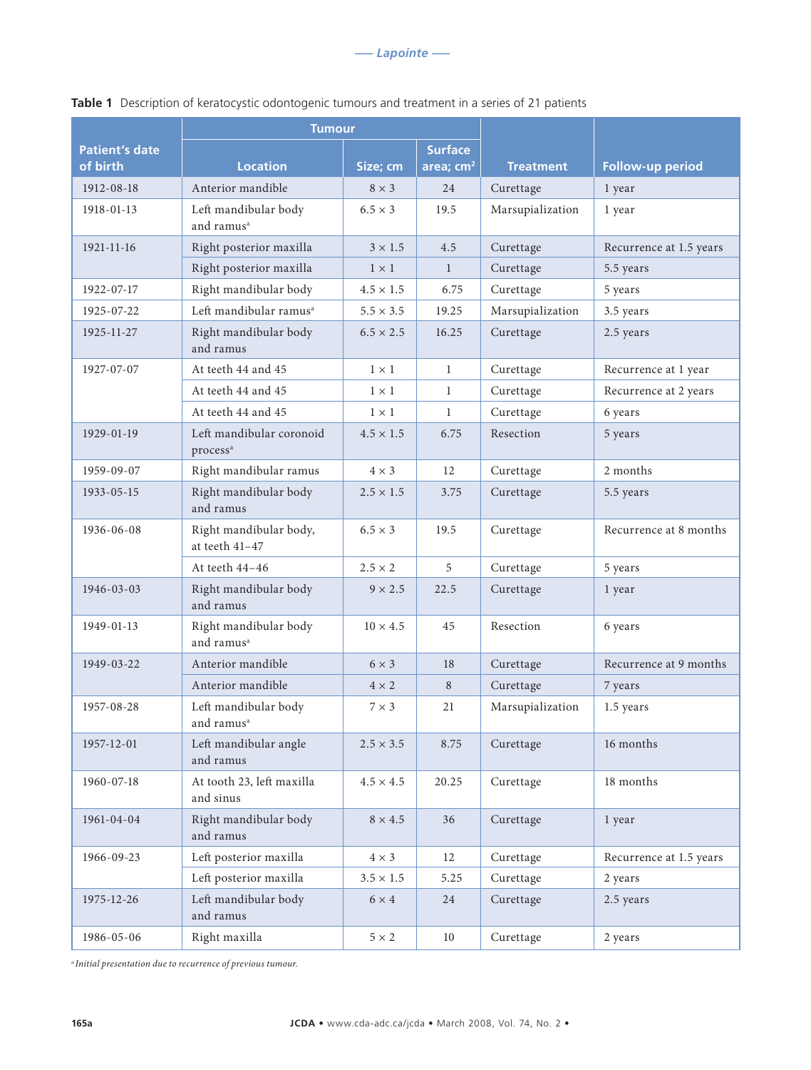**Table 1** Description of keratocystic odontogenic tumours and treatment in a series of 21 patients

| Patient's date of birth | Tumour | | | Treatment | Follow-up period |
|---|---|---|---|---|---|
| | Location | Size; cm | Surface area; cm$^2$ | | |
| 1912-08-18 | Anterior mandible | 8 × 3 | 24 | Curettage | 1 year |
| 1918-01-13 | Left mandibular body and ramus[a] | 6.5 × 3 | 19.5 | Marsupialization | 1 year |
| 1921-11-16 | Right posterior maxilla | 3 × 1.5 | 4.5 | Curettage | Recurrence at 1.5 years |
| | Right posterior maxilla | 1 × 1 | 1 | Curettage | 5.5 years |
| 1922-07-17 | Right mandibular body | 4.5 × 1.5 | 6.75 | Curettage | 5 years |
| 1925-07-22 | Left mandibular ramus[a] | 5.5 × 3.5 | 19.25 | Marsupialization | 3.5 years |
| 1925-11-27 | Right mandibular body and ramus | 6.5 × 2.5 | 16.25 | Curettage | 2.5 years |
| 1927-07-07 | At teeth 44 and 45 | 1 × 1 | 1 | Curettage | Recurrence at 1 year |
| | At teeth 44 and 45 | 1 × 1 | 1 | Curettage | Recurrence at 2 years |
| | At teeth 44 and 45 | 1 × 1 | 1 | Curettage | 6 years |
| 1929-01-19 | Left mandibular coronoid process[a] | 4.5 × 1.5 | 6.75 | Resection | 5 years |
| 1959-09-07 | Right mandibular ramus | 4 × 3 | 12 | Curettage | 2 months |
| 1933-05-15 | Right mandibular body and ramus | 2.5 × 1.5 | 3.75 | Curettage | 5.5 years |
| 1936-06-08 | Right mandibular body, at teeth 41–47 | 6.5 × 3 | 19.5 | Curettage | Recurrence at 8 months |
| | At teeth 44–46 | 2.5 × 2 | 5 | Curettage | 5 years |
| 1946-03-03 | Right mandibular body and ramus | 9 × 2.5 | 22.5 | Curettage | 1 year |
| 1949-01-13 | Right mandibular body and ramus[a] | 10 × 4.5 | 45 | Resection | 6 years |
| 1949-03-22 | Anterior mandible | 6 × 3 | 18 | Curettage | Recurrence at 9 months |
| | Anterior mandible | 4 × 2 | 8 | Curettage | 7 years |
| 1957-08-28 | Left mandibular body and ramus[a] | 7 × 3 | 21 | Marsupialization | 1.5 years |
| 1957-12-01 | Left mandibular angle and ramus | 2.5 × 3.5 | 8.75 | Curettage | 16 months |
| 1960-07-18 | At tooth 23, left maxilla and sinus | 4.5 × 4.5 | 20.25 | Curettage | 18 months |
| 1961-04-04 | Right mandibular body and ramus | 8 × 4.5 | 36 | Curettage | 1 year |
| 1966-09-23 | Left posterior maxilla | 4 × 3 | 12 | Curettage | Recurrence at 1.5 years |
| | Left posterior maxilla | 3.5 × 1.5 | 5.25 | Curettage | 2 years |
| 1975-12-26 | Left mandibular body and ramus | 6 × 4 | 24 | Curettage | 2.5 years |
| 1986-05-06 | Right maxilla | 5 × 2 | 10 | Curettage | 2 years |

[a] *Initial presentation due to recurrence of previous tumour.*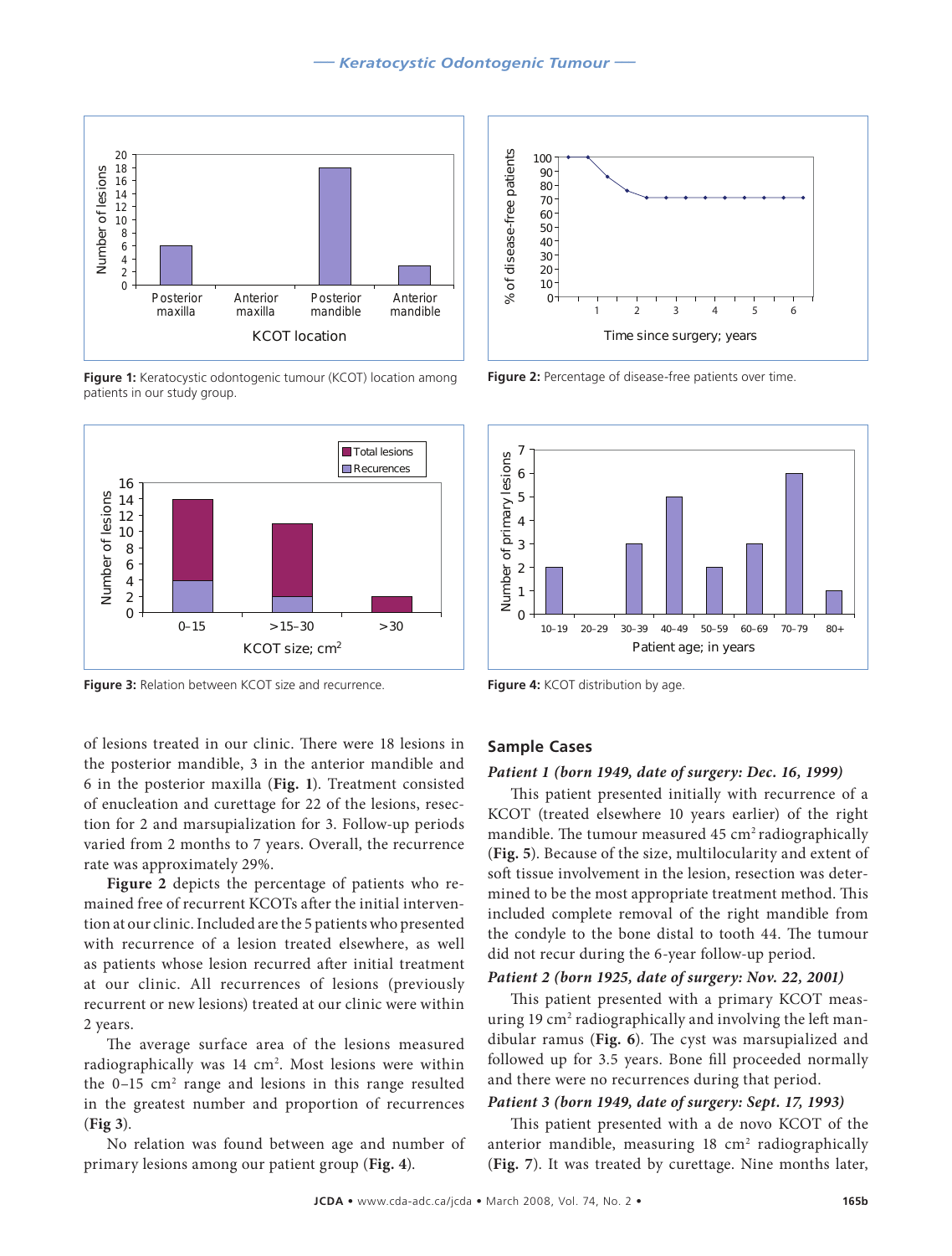Figure 1: Keratocystic odontogenic tumour (KCOT) location among patients in our study group.

Figure 2: Percentage of disease-free patients over time.

Figure 3: Relation between KCOT size and recurrence.

Figure 4: KCOT distribution by age.

of lesions treated in our clinic. There were 18 lesions in the posterior mandible, 3 in the anterior mandible and 6 in the posterior maxilla (**Fig. 1**). Treatment consisted of enucleation and curettage for 22 of the lesions, resection for 2 and marsupialization for 3. Follow-up periods varied from 2 months to 7 years. Overall, the recurrence rate was approximately 29%.

**Figure 2** depicts the percentage of patients who remained free of recurrent KCOTs after the initial intervention at our clinic. Included are the 5 patients who presented with recurrence of a lesion treated elsewhere, as well as patients whose lesion recurred after initial treatment at our clinic. All recurrences of lesions (previously recurrent or new lesions) treated at our clinic were within 2 years.

The average surface area of the lesions measured radiographically was 14 $cm^2$. Most lesions were within the 0–15 $cm^2$ range and lesions in this range resulted in the greatest number and proportion of recurrences (**Fig 3**).

No relation was found between age and number of primary lesions among our patient group (**Fig. 4**).

## Sample Cases

### *Patient 1 (born 1949, date of surgery: Dec. 16, 1999)*

This patient presented initially with recurrence of a KCOT (treated elsewhere 10 years earlier) of the right mandible. The tumour measured 45 $cm^2$ radiographically (**Fig. 5**). Because of the size, multilocularity and extent of soft tissue involvement in the lesion, resection was determined to be the most appropriate treatment method. This included complete removal of the right mandible from the condyle to the bone distal to tooth 44. The tumour did not recur during the 6-year follow-up period.

### *Patient 2 (born 1925, date of surgery: Nov. 22, 2001)*

This patient presented with a primary KCOT measuring 19 $cm^2$ radiographically and involving the left mandibular ramus (**Fig. 6**). The cyst was marsupialized and followed up for 3.5 years. Bone fill proceeded normally and there were no recurrences during that period.

### *Patient 3 (born 1949, date of surgery: Sept. 17, 1993)*

This patient presented with a de novo KCOT of the anterior mandible, measuring 18 $cm^2$ radiographically (**Fig. 7**). It was treated by curettage. Nine months later,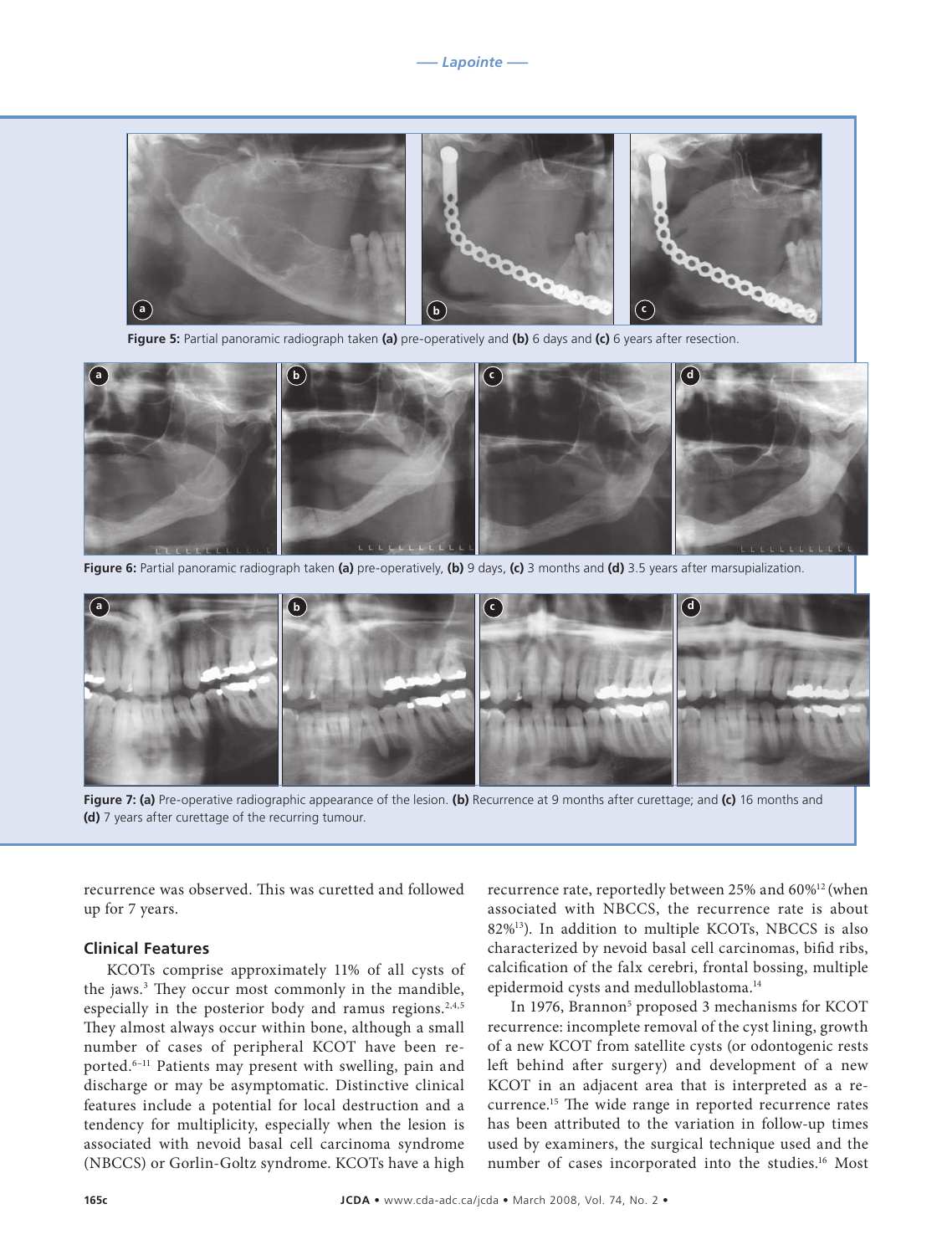**Figure 5:** Partial panoramic radiograph taken **(a)** pre-operatively and **(b)** 6 days and **(c)** 6 years after resection.

**Figure 6:** Partial panoramic radiograph taken **(a)** pre-operatively, **(b)** 9 days, **(c)** 3 months and **(d)** 3.5 years after marsupialization.

**Figure 7: (a)** Pre-operative radiographic appearance of the lesion. **(b)** Recurrence at 9 months after curettage; and **(c)** 16 months and **(d)** 7 years after curettage of the recurring tumour.

recurrence was observed. This was curetted and followed up for 7 years.

### Clinical Features

KCOTs comprise approximately 11% of all cysts of the jaws.[3] They occur most commonly in the mandible, especially in the posterior body and ramus regions.[2,4,5] They almost always occur within bone, although a small number of cases of peripheral KCOT have been reported.[6–11] Patients may present with swelling, pain and discharge or may be asymptomatic. Distinctive clinical features include a potential for local destruction and a tendency for multiplicity, especially when the lesion is associated with nevoid basal cell carcinoma syndrome (NBCCS) or Gorlin-Goltz syndrome. KCOTs have a high recurrence rate, reportedly between 25% and 60%[12] (when associated with NBCCS, the recurrence rate is about 82%[13]). In addition to multiple KCOTs, NBCCS is also characterized by nevoid basal cell carcinomas, bifid ribs, calcification of the falx cerebri, frontal bossing, multiple epidermoid cysts and medulloblastoma.[14]

In 1976, Brannon[5] proposed 3 mechanisms for KCOT recurrence: incomplete removal of the cyst lining, growth of a new KCOT from satellite cysts (or odontogenic rests left behind after surgery) and development of a new KCOT in an adjacent area that is interpreted as a recurrence.[15] The wide range in reported recurrence rates has been attributed to the variation in follow-up times used by examiners, the surgical technique used and the number of cases incorporated into the studies.[16] Most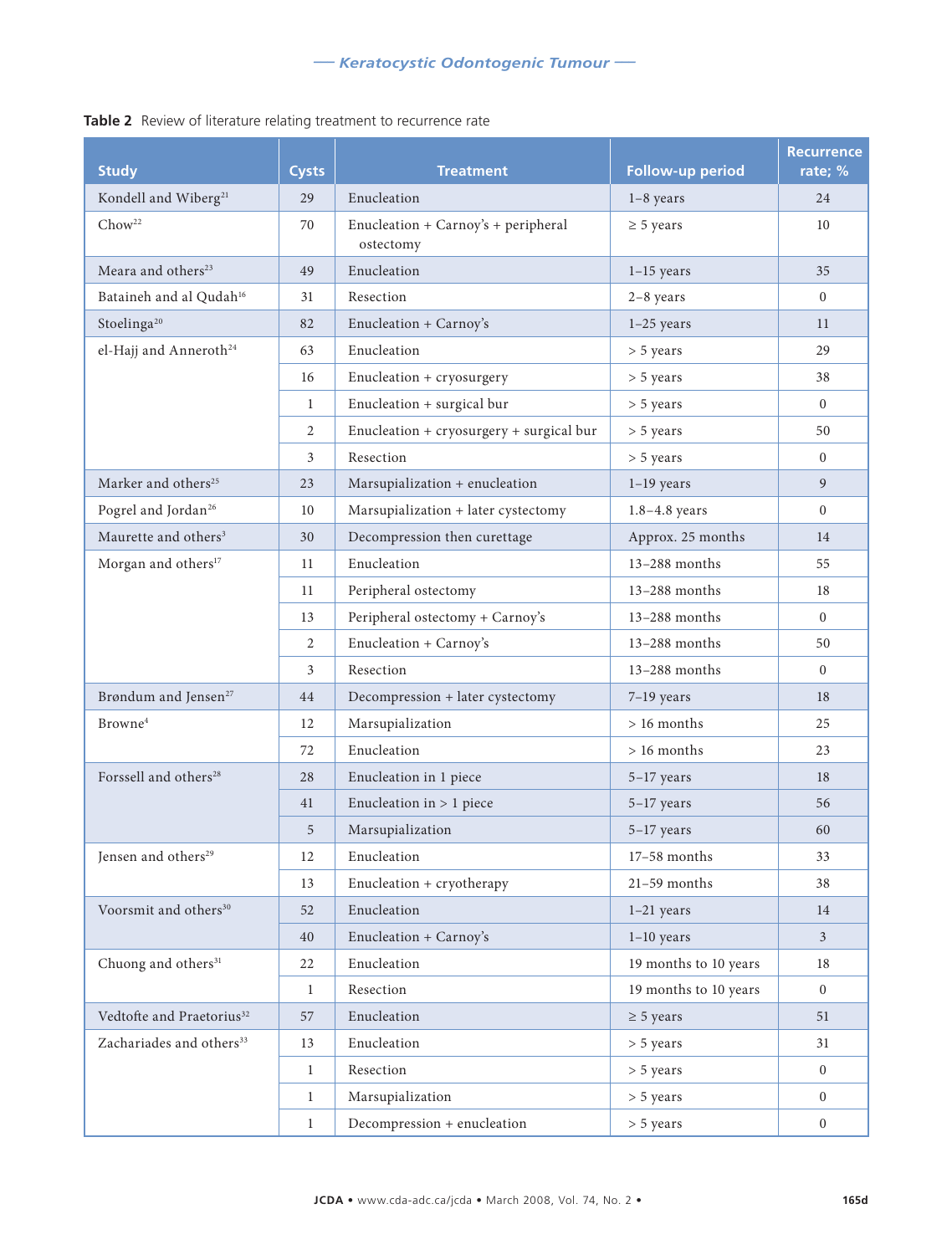**Table 2** Review of literature relating treatment to recurrence rate

| Study | Cysts | Treatment | Follow-up period | Recurrence rate; % |
|---|---|---|---|---|
| Kondell and Wiberg[21] | 29 | Enucleation | 1–8 years | 24 |
| Chow[22] | 70 | Enucleation + Carnoy's + peripheral ostectomy | ≥ 5 years | 10 |
| Meara and others[23] | 49 | Enucleation | 1–15 years | 35 |
| Bataineh and al Qudah[16] | 31 | Resection | 2–8 years | 0 |
| Stoelinga[20] | 82 | Enucleation + Carnoy's | 1–25 years | 11 |
| el-Hajj and Anneroth[24] | 63 | Enucleation | > 5 years | 29 |
| | 16 | Enucleation + cryosurgery | > 5 years | 38 |
| | 1 | Enucleation + surgical bur | > 5 years | 0 |
| | 2 | Enucleation + cryosurgery + surgical bur | > 5 years | 50 |
| | 3 | Resection | > 5 years | 0 |
| Marker and others[25] | 23 | Marsupialization + enucleation | 1–19 years | 9 |
| Pogrel and Jordan[26] | 10 | Marsupialization + later cystectomy | 1.8–4.8 years | 0 |
| Maurette and others[3] | 30 | Decompression then curettage | Approx. 25 months | 14 |
| Morgan and others[17] | 11 | Enucleation | 13–288 months | 55 |
| | 11 | Peripheral ostectomy | 13–288 months | 18 |
| | 13 | Peripheral ostectomy + Carnoy's | 13–288 months | 0 |
| | 2 | Enucleation + Carnoy's | 13–288 months | 50 |
| | 3 | Resection | 13–288 months | 0 |
| Brøndum and Jensen[27] | 44 | Decompression + later cystectomy | 7–19 years | 18 |
| Browne[4] | 12 | Marsupialization | > 16 months | 25 |
| | 72 | Enucleation | > 16 months | 23 |
| Forssell and others[28] | 28 | Enucleation in 1 piece | 5–17 years | 18 |
| | 41 | Enucleation in > 1 piece | 5–17 years | 56 |
| | 5 | Marsupialization | 5–17 years | 60 |
| Jensen and others[29] | 12 | Enucleation | 17–58 months | 33 |
| | 13 | Enucleation + cryotherapy | 21–59 months | 38 |
| Voorsmit and others[30] | 52 | Enucleation | 1–21 years | 14 |
| | 40 | Enucleation + Carnoy's | 1–10 years | 3 |
| Chuong and others[31] | 22 | Enucleation | 19 months to 10 years | 18 |
| | 1 | Resection | 19 months to 10 years | 0 |
| Vedtofte and Praetorius[32] | 57 | Enucleation | ≥ 5 years | 51 |
| Zachariades and others[33] | 13 | Enucleation | > 5 years | 31 |
| | 1 | Resection | > 5 years | 0 |
| | 1 | Marsupialization | > 5 years | 0 |
| | 1 | Decompression + enucleation | > 5 years | 0 |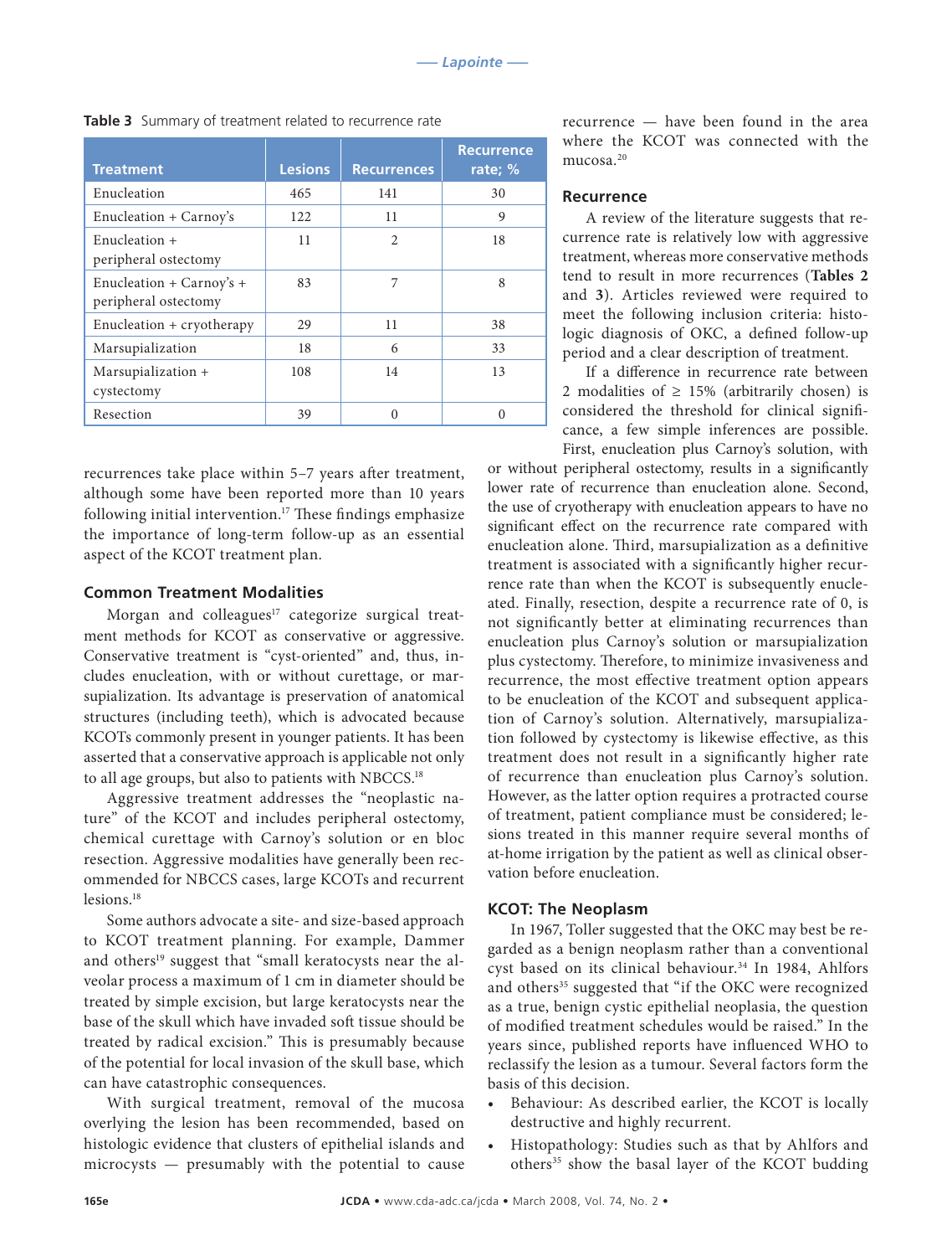**Table 3** Summary of treatment related to recurrence rate

| Treatment | Lesions | Recurrences | Recurrence rate; % |
|---|---|---|---|
| Enucleation | 465 | 141 | 30 |
| Enucleation + Carnoy's | 122 | 11 | 9 |
| Enucleation + peripheral ostectomy | 11 | 2 | 18 |
| Enucleation + Carnoy's + peripheral ostectomy | 83 | 7 | 8 |
| Enucleation + cryotherapy | 29 | 11 | 38 |
| Marsupialization | 18 | 6 | 33 |
| Marsupialization + cystectomy | 108 | 14 | 13 |
| Resection | 39 | 0 | 0 |

recurrences take place within 5–7 years after treatment, although some have been reported more than 10 years following initial intervention.[17] These findings emphasize the importance of long-term follow-up as an essential aspect of the KCOT treatment plan.

### Common Treatment Modalities

Morgan and colleagues[17] categorize surgical treatment methods for KCOT as conservative or aggressive. Conservative treatment is "cyst-oriented" and, thus, includes enucleation, with or without curettage, or marsupialization. Its advantage is preservation of anatomical structures (including teeth), which is advocated because KCOTs commonly present in younger patients. It has been asserted that a conservative approach is applicable not only to all age groups, but also to patients with NBCCS.[18]

Aggressive treatment addresses the "neoplastic nature" of the KCOT and includes peripheral ostectomy, chemical curettage with Carnoy's solution or en bloc resection. Aggressive modalities have generally been recommended for NBCCS cases, large KCOTs and recurrent lesions.[18]

Some authors advocate a site- and size-based approach to KCOT treatment planning. For example, Dammer and others[19] suggest that "small keratocysts near the alveolar process a maximum of 1 cm in diameter should be treated by simple excision, but large keratocysts near the base of the skull which have invaded soft tissue should be treated by radical excision." This is presumably because of the potential for local invasion of the skull base, which can have catastrophic consequences.

With surgical treatment, removal of the mucosa overlying the lesion has been recommended, based on histologic evidence that clusters of epithelial islands and microcysts — presumably with the potential to cause recurrence — have been found in the area where the KCOT was connected with the mucosa.[20]

### Recurrence

A review of the literature suggests that recurrence rate is relatively low with aggressive treatment, whereas more conservative methods tend to result in more recurrences (**Tables 2** and **3**). Articles reviewed were required to meet the following inclusion criteria: histologic diagnosis of OKC, a defined follow-up period and a clear description of treatment.

If a difference in recurrence rate between 2 modalities of ≥ 15% (arbitrarily chosen) is considered the threshold for clinical significance, a few simple inferences are possible. First, enucleation plus Carnoy's solution, with or without peripheral ostectomy, results in a significantly lower rate of recurrence than enucleation alone. Second, the use of cryotherapy with enucleation appears to have no significant effect on the recurrence rate compared with enucleation alone. Third, marsupialization as a definitive treatment is associated with a significantly higher recurrence rate than when the KCOT is subsequently enucleated. Finally, resection, despite a recurrence rate of 0, is not significantly better at eliminating recurrences than enucleation plus Carnoy's solution or marsupialization plus cystectomy. Therefore, to minimize invasiveness and recurrence, the most effective treatment option appears to be enucleation of the KCOT and subsequent application of Carnoy's solution. Alternatively, marsupialization followed by cystectomy is likewise effective, as this treatment does not result in a significantly higher rate of recurrence than enucleation plus Carnoy's solution. However, as the latter option requires a protracted course of treatment, patient compliance must be considered; lesions treated in this manner require several months of at-home irrigation by the patient as well as clinical observation before enucleation.

### KCOT: The Neoplasm

In 1967, Toller suggested that the OKC may best be regarded as a benign neoplasm rather than a conventional cyst based on its clinical behaviour.[34] In 1984, Ahlfors and others[35] suggested that "if the OKC were recognized as a true, benign cystic epithelial neoplasia, the question of modified treatment schedules would be raised." In the years since, published reports have influenced WHO to reclassify the lesion as a tumour. Several factors form the basis of this decision.

- Behaviour: As described earlier, the KCOT is locally destructive and highly recurrent.
- Histopathology: Studies such as that by Ahlfors and others[35] show the basal layer of the KCOT budding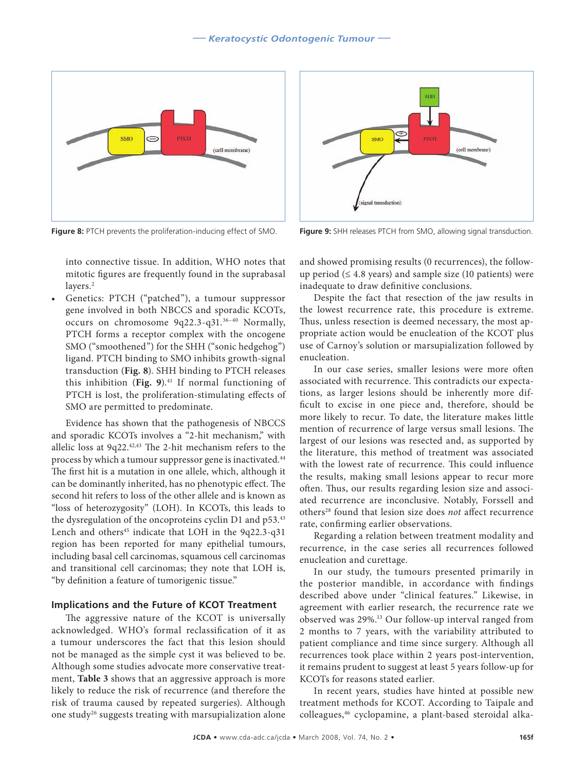Figure 8: PTCH prevents the proliferation-inducing effect of SMO.

Figure 9: SHH releases PTCH from SMO, allowing signal transduction.

into connective tissue. In addition, WHO notes that mitotic figures are frequently found in the suprabasal layers.[2]

- Genetics: PTCH ("patched"), a tumour suppressor gene involved in both NBCCS and sporadic KCOTs, occurs on chromosome 9q22.3-q31.[36–40] Normally, PTCH forms a receptor complex with the oncogene SMO ("smoothened") for the SHH ("sonic hedgehog") ligand. PTCH binding to SMO inhibits growth-signal transduction (**Fig. 8**). SHH binding to PTCH releases this inhibition (**Fig. 9**).[41] If normal functioning of PTCH is lost, the proliferation-stimulating effects of SMO are permitted to predominate.

Evidence has shown that the pathogenesis of NBCCS and sporadic KCOTs involves a "2-hit mechanism," with allelic loss at 9q22.[42,43] The 2-hit mechanism refers to the process by which a tumour suppressor gene is inactivated.[44] The first hit is a mutation in one allele, which, although it can be dominantly inherited, has no phenotypic effect. The second hit refers to loss of the other allele and is known as "loss of heterozygosity" (LOH). In KCOTs, this leads to the dysregulation of the oncoproteins cyclin D1 and p53.[43] Lench and others[45] indicate that LOH in the 9q22.3-q31 region has been reported for many epithelial tumours, including basal cell carcinomas, squamous cell carcinomas and transitional cell carcinomas; they note that LOH is, "by definition a feature of tumorigenic tissue."

## Implications and the Future of KCOT Treatment

The aggressive nature of the KCOT is universally acknowledged. WHO's formal reclassification of it as a tumour underscores the fact that this lesion should not be managed as the simple cyst it was believed to be. Although some studies advocate more conservative treatment, **Table 3** shows that an aggressive approach is more likely to reduce the risk of recurrence (and therefore the risk of trauma caused by repeated surgeries). Although one study[26] suggests treating with marsupialization alone and showed promising results (0 recurrences), the follow-up period (≤ 4.8 years) and sample size (10 patients) were inadequate to draw definitive conclusions.

Despite the fact that resection of the jaw results in the lowest recurrence rate, this procedure is extreme. Thus, unless resection is deemed necessary, the most appropriate action would be enucleation of the KCOT plus use of Carnoy's solution or marsupialization followed by enucleation.

In our case series, smaller lesions were more often associated with recurrence. This contradicts our expectations, as larger lesions should be inherently more difficult to excise in one piece and, therefore, should be more likely to recur. To date, the literature makes little mention of recurrence of large versus small lesions. The largest of our lesions was resected and, as supported by the literature, this method of treatment was associated with the lowest rate of recurrence. This could influence the results, making small lesions appear to recur more often. Thus, our results regarding lesion size and associated recurrence are inconclusive. Notably, Forssell and others[28] found that lesion size does *not* affect recurrence rate, confirming earlier observations.

Regarding a relation between treatment modality and recurrence, in the case series all recurrences followed enucleation and curettage.

In our study, the tumours presented primarily in the posterior mandible, in accordance with findings described above under "clinical features." Likewise, in agreement with earlier research, the recurrence rate we observed was 29%.[13] Our follow-up interval ranged from 2 months to 7 years, with the variability attributed to patient compliance and time since surgery. Although all recurrences took place within 2 years post-intervention, it remains prudent to suggest at least 5 years follow-up for KCOTs for reasons stated earlier.

In recent years, studies have hinted at possible new treatment methods for KCOT. According to Taipale and colleagues,[46] cyclopamine, a plant-based steroidal alka-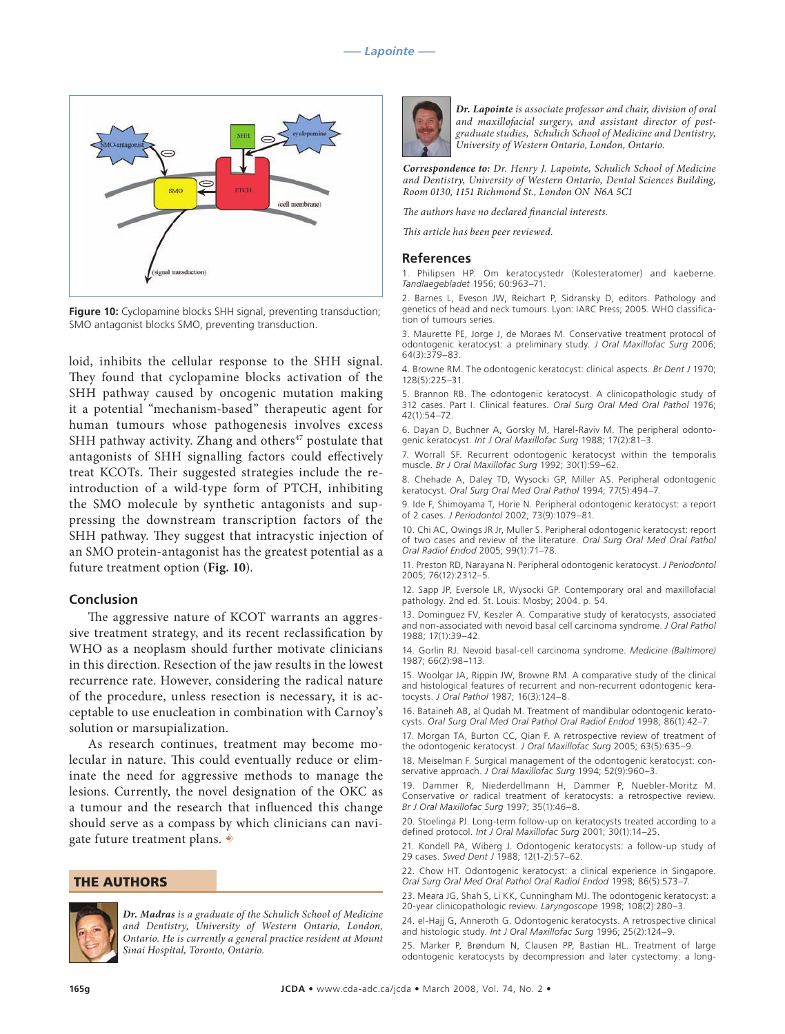Figure 10: Cyclopamine blocks SHH signal, preventing transduction; SMO antagonist blocks SMO, preventing transduction.

loid, inhibits the cellular response to the SHH signal. They found that cyclopamine blocks activation of the SHH pathway caused by oncogenic mutation making it a potential "mechanism-based" therapeutic agent for human tumours whose pathogenesis involves excess SHH pathway activity. Zhang and others[47] postulate that antagonists of SHH signalling factors could effectively treat KCOTs. Their suggested strategies include the reintroduction of a wild-type form of PTCH, inhibiting the SMO molecule by synthetic antagonists and suppressing the downstream transcription factors of the SHH pathway. They suggest that intracystic injection of an SMO protein-antagonist has the greatest potential as a future treatment option (**Fig. 10**).

## Conclusion

The aggressive nature of KCOT warrants an aggressive treatment strategy, and its recent reclassification by WHO as a neoplasm should further motivate clinicians in this direction. Resection of the jaw results in the lowest recurrence rate. However, considering the radical nature of the procedure, unless resection is necessary, it is acceptable to use enucleation in combination with Carnoy's solution or marsupialization.

As research continues, treatment may become molecular in nature. This could eventually reduce or eliminate the need for aggressive methods to manage the lesions. Currently, the novel designation of the OKC as a tumour and the research that influenced this change should serve as a compass by which clinicians can navigate future treatment plans.

## THE AUTHORS

***Dr. Madras*** *is a graduate of the Schulich School of Medicine and Dentistry, University of Western Ontario, London, Ontario. He is currently a general practice resident at Mount Sinai Hospital, Toronto, Ontario.*

***Dr. Lapointe*** *is associate professor and chair, division of oral and maxillofacial surgery, and assistant director of postgraduate studies, Schulich School of Medicine and Dentistry, University of Western Ontario, London, Ontario.*

***Correspondence to:*** *Dr. Henry J. Lapointe, Schulich School of Medicine and Dentistry, University of Western Ontario, Dental Sciences Building, Room 0130, 1151 Richmond St., London ON N6A 5C1*

*The authors have no declared financial interests.*

*This article has been peer reviewed.*

## References

1. Philipsen HP. Om keratocystedr (Kolesteratomer) and kaeberne. *Tandlaegebladet* 1956; 60:963–71.
2. Barnes L, Eveson JW, Reichart P, Sidransky D, editors. Pathology and genetics of head and neck tumours. Lyon: IARC Press; 2005. WHO classification of tumours series.
3. Maurette PE, Jorge J, de Moraes M. Conservative treatment protocol of odontogenic keratocyst: a preliminary study. *J Oral Maxillofac Surg* 2006; 64(3):379–83.
4. Browne RM. The odontogenic keratocyst: clinical aspects. *Br Dent J* 1970; 128(5):225–31.
5. Brannon RB. The odontogenic keratocyst. A clinicopathologic study of 312 cases. Part I. Clinical features. *Oral Surg Oral Med Oral Pathol* 1976; 42(1):54–72.
6. Dayan D, Buchner A, Gorsky M, Harel-Raviv M. The peripheral odontogenic keratocyst. *Int J Oral Maxillofac Surg* 1988; 17(2):81–3.
7. Worrall SF. Recurrent odontogenic keratocyst within the temporalis muscle. *Br J Oral Maxillofac Surg* 1992; 30(1):59–62.
8. Chehade A, Daley TD, Wysocki GP, Miller AS. Peripheral odontogenic keratocyst. *Oral Surg Oral Med Oral Pathol* 1994; 77(5):494–7.
9. Ide F, Shimoyama T, Horie N. Peripheral odontogenic keratocyst: a report of 2 cases. *J Periodontol* 2002; 73(9):1079–81.
10. Chi AC, Owings JR Jr, Muller S. Peripheral odontogenic keratocyst: report of two cases and review of the literature. *Oral Surg Oral Med Oral Pathol Oral Radiol Endod* 2005; 99(1):71–78.
11. Preston RD, Narayana N. Peripheral odontogenic keratocyst. *J Periodontol* 2005; 76(12):2312–5.
12. Sapp JP, Eversole LR, Wysocki GP. Contemporary oral and maxillofacial pathology. 2nd ed. St. Louis: Mosby; 2004. p. 54.
13. Dominguez FV, Keszler A. Comparative study of keratocysts, associated and non-associated with nevoid basal cell carcinoma syndrome. *J Oral Pathol* 1988; 17(1):39–42.
14. Gorlin RJ. Nevoid basal-cell carcinoma syndrome. *Medicine (Baltimore)* 1987; 66(2):98–113.
15. Woolgar JA, Rippin JW, Browne RM. A comparative study of the clinical and histological features of recurrent and non-recurrent odontogenic keratocysts. *J Oral Pathol* 1987; 16(3):124–8.
16. Bataineh AB, al Qudah M. Treatment of mandibular odontogenic keratocysts. *Oral Surg Oral Med Oral Pathol Oral Radiol Endod* 1998; 86(1):42–7.
17. Morgan TA, Burton CC, Qian F. A retrospective review of treatment of the odontogenic keratocyst. *J Oral Maxillofac Surg* 2005; 63(5):635–9.
18. Meiselman F. Surgical management of the odontogenic keratocyst: conservative approach. *J Oral Maxillofac Surg* 1994; 52(9):960–3.
19. Dammer R, Niederdellmann H, Dammer P, Nuebler-Moritz M. Conservative or radical treatment of keratocysts: a retrospective review. *Br J Oral Maxillofac Surg* 1997; 35(1):46–8.
20. Stoelinga PJ. Long-term follow-up on keratocysts treated according to a defined protocol. *Int J Oral Maxillofac Surg* 2001; 30(1):14–25.
21. Kondell PA, Wiberg J. Odontogenic keratocysts: a follow-up study of 29 cases. *Swed Dent J* 1988; 12(1-2):57–62.
22. Chow HT. Odontogenic keratocyst: a clinical experience in Singapore. *Oral Surg Oral Med Oral Pathol Oral Radiol Endod* 1998; 86(5):573–7.
23. Meara JG, Shah S, Li KK, Cunningham MJ. The odontogenic keratocyst: a 20-year clinicopathologic review. *Laryngoscope* 1998; 108(2):280–3.
24. el-Hajj G, Anneroth G. Odontogenic keratocysts. A retrospective clinical and histologic study. *Int J Oral Maxillofac Surg* 1996; 25(2):124–9.
25. Marker P, Brøndum N, Clausen PP, Bastian HL. Treatment of large odontogenic keratocysts by decompression and later cystectomy: a long-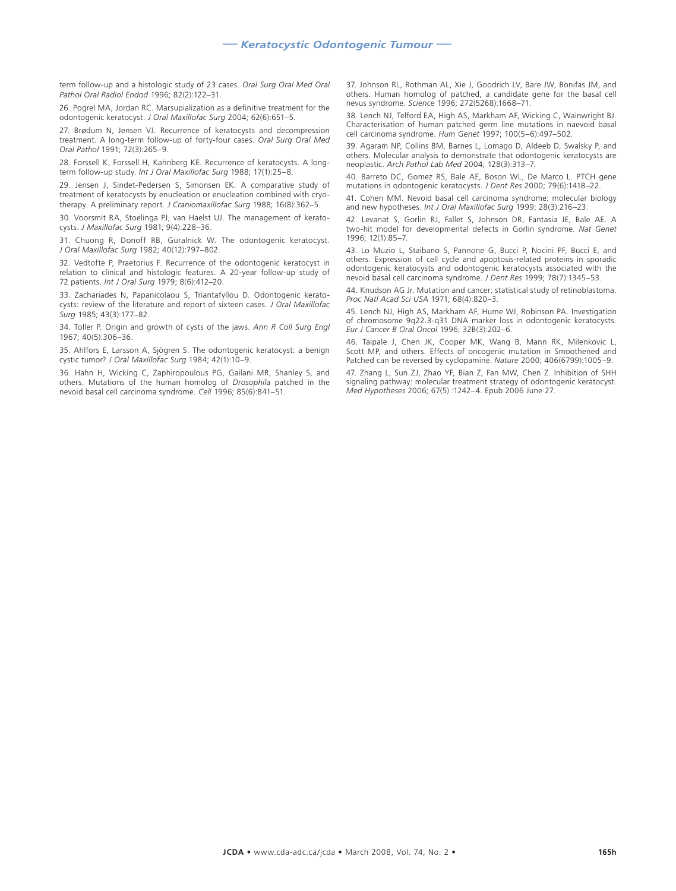term follow-up and a histologic study of 23 cases. *Oral Surg Oral Med Oral Pathol Oral Radiol Endod* 1996; 82(2):122–31.

26. Pogrel MA, Jordan RC. Marsupialization as a definitive treatment for the odontogenic keratocyst. *J Oral Maxillofac Surg* 2004; 62(6):651–5.

27. Brødum N, Jensen VJ. Recurrence of keratocysts and decompression treatment. A long-term follow-up of forty-four cases. *Oral Surg Oral Med Oral Pathol* 1991; 72(3):265–9.

28. Forssell K, Forssell H, Kahnberg KE. Recurrence of keratocysts. A long-term follow-up study. *Int J Oral Maxillofac Surg* 1988; 17(1):25–8.

29. Jensen J, Sindet-Pedersen S, Simonsen EK. A comparative study of treatment of keratocysts by enucleation or enucleation combined with cryotherapy. A preliminary report. *J Craniomaxillofac Surg* 1988; 16(8):362–5.

30. Voorsmit RA, Stoelinga PJ, van Haelst UJ. The management of keratocysts. *J Maxillofac Surg* 1981; 9(4):228–36.

31. Chuong R, Donoff RB, Guralnick W. The odontogenic keratocyst. *J Oral Maxillofac Surg* 1982; 40(12):797–802.

32. Vedtofte P, Praetorius F. Recurrence of the odontogenic keratocyst in relation to clinical and histologic features. A 20-year follow-up study of 72 patients. *Int J Oral Surg* 1979; 8(6):412–20.

33. Zachariades N, Papanicolaou S, Triantafyllou D. Odontogenic keratocysts: review of the literature and report of sixteen cases. *J Oral Maxillofac Surg* 1985; 43(3):177–82.

34. Toller P. Origin and growth of cysts of the jaws. *Ann R Coll Surg Engl* 1967; 40(5):306–36.

35. Ahlfors E, Larsson A, Sjögren S. The odontogenic keratocyst: a benign cystic tumor? *J Oral Maxillofac Surg* 1984; 42(1):10–9.

36. Hahn H, Wicking C, Zaphiropoulous PG, Gailani MR, Shanley S, and others. Mutations of the human homolog of *Drosophila* patched in the nevoid basal cell carcinoma syndrome. *Cell* 1996; 85(6):841–51.

37. Johnson RL, Rothman AL, Xie J, Goodrich LV, Bare JW, Bonifas JM, and others. Human homolog of patched, a candidate gene for the basal cell nevus syndrome. *Science* 1996; 272(5268):1668–71.

38. Lench NJ, Telford EA, High AS, Markham AF, Wicking C, Wainwright BJ. Characterisation of human patched germ line mutations in naevoid basal cell carcinoma syndrome. *Hum Genet* 1997; 100(5–6):497–502.

39. Agaram NP, Collins BM, Barnes L, Lomago D, Aldeeb D, Swalsky P, and others. Molecular analysis to demonstrate that odontogenic keratocysts are neoplastic. *Arch Pathol Lab Med* 2004; 128(3):313–7.

40. Barreto DC, Gomez RS, Bale AE, Boson WL, De Marco L. PTCH gene mutations in odontogenic keratocysts. *J Dent Res* 2000; 79(6):1418–22.

41. Cohen MM. Nevoid basal cell carcinoma syndrome: molecular biology and new hypotheses. *Int J Oral Maxillofac Surg* 1999; 28(3):216–23.

42. Levanat S, Gorlin RJ, Fallet S, Johnson DR, Fantasia JE, Bale AE. A two-hit model for developmental defects in Gorlin syndrome. *Nat Genet* 1996; 12(1):85–7.

43. Lo Muzio L, Staibano S, Pannone G, Bucci P, Nocini PF, Bucci E, and others. Expression of cell cycle and apoptosis-related proteins in sporadic odontogenic keratocysts and odontogenic keratocysts associated with the nevoid basal cell carcinoma syndrome. *J Dent Res* 1999; 78(7):1345–53.

44. Knudson AG Jr. Mutation and cancer: statistical study of retinoblastoma. *Proc Natl Acad Sci USA* 1971; 68(4):820–3.

45. Lench NJ, High AS, Markham AF, Hume WJ, Robinson PA. Investigation of chromosome 9q22.3-q31 DNA marker loss in odontogenic keratocysts. *Eur J Cancer B Oral Oncol* 1996; 32B(3):202–6.

46. Taipale J, Chen JK, Cooper MK, Wang B, Mann RK, Milenkovic L, Scott MP, and others. Effects of oncogenic mutation in Smoothened and Patched can be reversed by cyclopamine. *Nature* 2000; 406(6799):1005–9.

47. Zhang L, Sun ZJ, Zhao YF, Bian Z, Fan MW, Chen Z. Inhibition of SHH signaling pathway: molecular treatment strategy of odontogenic keratocyst. *Med Hypotheses* 2006; 67(5) :1242–4. Epub 2006 June 27.